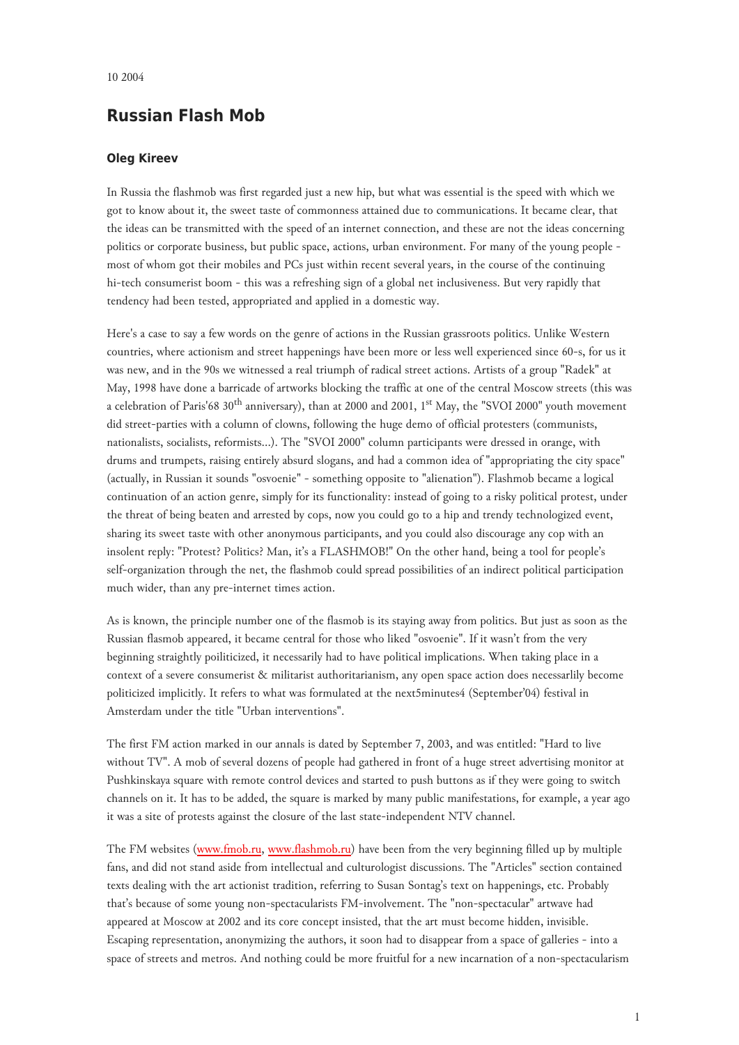10 2004

# Russian Flash Mob

### Oleg Kireev

In Russia the flashmob was first regarded just a new hip, but what was essential is the speed with which we got to know about it, the sweet taste of commonness attained due to communications. It became clear, that the ideas can be transmitted with the speed of an internet connection, and these are not the ideas concerning politics or corporate business, but public space, actions, urban environment. For many of the young people - most of whom got their mobiles and PCs just within recent several years, in the course of the continuing hi-tech consumerist boom - this was a refreshing sign of a global net inclusiveness. But very rapidly that tendency had been tested, appropriated and applied in a domestic way.

Here's a case to say a few words on the genre of actions in the Russian grassroots politics. Unlike Western countries, where actionism and street happenings have been more or less well experienced since 60-s, for us it was new, and in the 90s we witnessed a real triumph of radical street actions. Artists of a group "Radek" at May, 1998 have done a barricade of artworks blocking the traffic at one of the central Moscow streets (this was a celebration of Paris'68 30th anniversary), than at 2000 and 2001, 1st May, the "SVOI 2000" youth movement did street-parties with a column of clowns, following the huge demo of official protesters (communists, nationalists, socialists, reformists...). The "SVOI 2000" column participants were dressed in orange, with drums and trumpets, raising entirely absurd slogans, and had a common idea of "appropriating the city space" (actually, in Russian it sounds "osvoenie" - something opposite to "alienation"). Flashmob became a logical continuation of an action genre, simply for its functionality: instead of going to a risky political protest, under the threat of being beaten and arrested by cops, now you could go to a hip and trendy technologized event, sharing its sweet taste with other anonymous participants, and you could also discourage any cop with an insolent reply: "Protest? Politics? Man, it's a FLASHMOB!" On the other hand, being a tool for people's self-organization through the net, the flashmob could spread possibilities of an indirect political participation much wider, than any pre-internet times action.

As is known, the principle number one of the flasmob is its staying away from politics. But just as soon as the Russian flasmob appeared, it became central for those who liked "osvoenie". If it wasn't from the very beginning straightly poliiticized, it necessarily had to have political implications. When taking place in a context of a severe consumerist & militarist authoritarianism, any open space action does necessarlily become politicized implicitly. It refers to what was formulated at the next5minutes4 (September'04) festival in Amsterdam under the title "Urban interventions".

The first FM action marked in our annals is dated by September 7, 2003, and was entitled: "Hard to live without TV". A mob of several dozens of people had gathered in front of a huge street advertising monitor at Pushkinskaya square with remote control devices and started to push buttons as if they were going to switch channels on it. It has to be added, the square is marked by many public manifestations, for example, a year ago it was a site of protests against the closure of the last state-independent NTV channel.

The FM websites (www.fmob.ru, www.flashmob.ru) have been from the very beginning filled up by multiple fans, and did not stand aside from intellectual and culturologist discussions. The "Articles" section contained texts dealing with the art actionist tradition, referring to Susan Sontag's text on happenings, etc. Probably that's because of some young non-spectacularists FM-involvement. The "non-spectacular" artwave had appeared at Moscow at 2002 and its core concept insisted, that the art must become hidden, invisible. Escaping representation, anonymizing the authors, it soon had to disappear from a space of galleries - into a space of streets and metros. And nothing could be more fruitful for a new incarnation of a non-spectacularism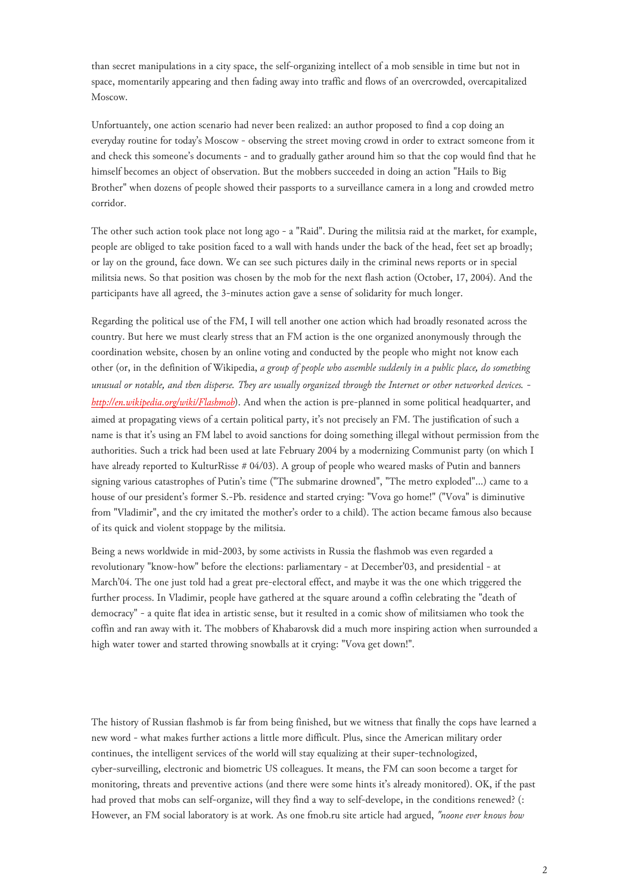than secret manipulations in a city space, the self-organizing intellect of a mob sensible in time but not in space, momentarily appearing and then fading away into traffic and flows of an overcrowded, overcapitalized Moscow.

Unfortuantely, one action scenario had never been realized: an author proposed to find a cop doing an everyday routine for today's Moscow - observing the street moving crowd in order to extract someone from it and check this someone's documents - and to gradually gather around him so that the cop would find that he himself becomes an object of observation. But the mobbers succeeded in doing an action "Hails to Big Brother" when dozens of people showed their passports to a surveillance camera in a long and crowded metro corridor.

The other such action took place not long ago - a "Raid". During the militsia raid at the market, for example, people are obliged to take position faced to a wall with hands under the back of the head, feet set ap broadly; or lay on the ground, face down. We can see such pictures daily in the criminal news reports or in special militsia news. So that position was chosen by the mob for the next flash action (October, 17, 2004). And the participants have all agreed, the 3-minutes action gave a sense of solidarity for much longer.

Regarding the political use of the FM, I will tell another one action which had broadly resonated across the country. But here we must clearly stress that an FM action is the one organized anonymously through the coordination website, chosen by an online voting and conducted by the people who might not know each other (or, in the definition of Wikipedia, *a group of people who assemble suddenly in a public place, do something unusual or notable, and then disperse. They are usually organized through the Internet or other networked devices. - http://en.wikipedia.org/wiki/Flashmob*). And when the action is pre-planned in some political headquarter, and aimed at propagating views of a certain political party, it's not precisely an FM. The justification of such a name is that it's using an FM label to avoid sanctions for doing something illegal without permission from the authorities. Such a trick had been used at late February 2004 by a modernizing Communist party (on which I have already reported to KulturRisse # 04/03). A group of people who weared masks of Putin and banners signing various catastrophes of Putin's time ("The submarine drowned", "The metro exploded"...) came to a house of our president's former S.-Pb. residence and started crying: "Vova go home!" ("Vova" is diminutive from "Vladimir", and the cry imitated the mother's order to a child). The action became famous also because of its quick and violent stoppage by the militsia.

Being a news worldwide in mid-2003, by some activists in Russia the flashmob was even regarded a revolutionary "know-how" before the elections: parliamentary - at December'03, and presidential - at March'04. The one just told had a great pre-electoral effect, and maybe it was the one which triggered the further process. In Vladimir, people have gathered at the square around a coffin celebrating the "death of democracy" - a quite flat idea in artistic sense, but it resulted in a comic show of militsiamen who took the coffin and ran away with it. The mobbers of Khabarovsk did a much more inspiring action when surrounded a high water tower and started throwing snowballs at it crying: "Vova get down!".

The history of Russian flashmob is far from being finished, but we witness that finally the cops have learned a new word - what makes further actions a little more difficult. Plus, since the American military order continues, the intelligent services of the world will stay equalizing at their super-technologized, cyber-surveilling, electronic and biometric US colleagues. It means, the FM can soon become a target for monitoring, threats and preventive actions (and there were some hints it's already monitored). OK, if the past had proved that mobs can self-organize, will they find a way to self-develope, in the conditions renewed? (: However, an FM social laboratory is at work. As one fmob.ru site article had argued, *"noone ever knows how*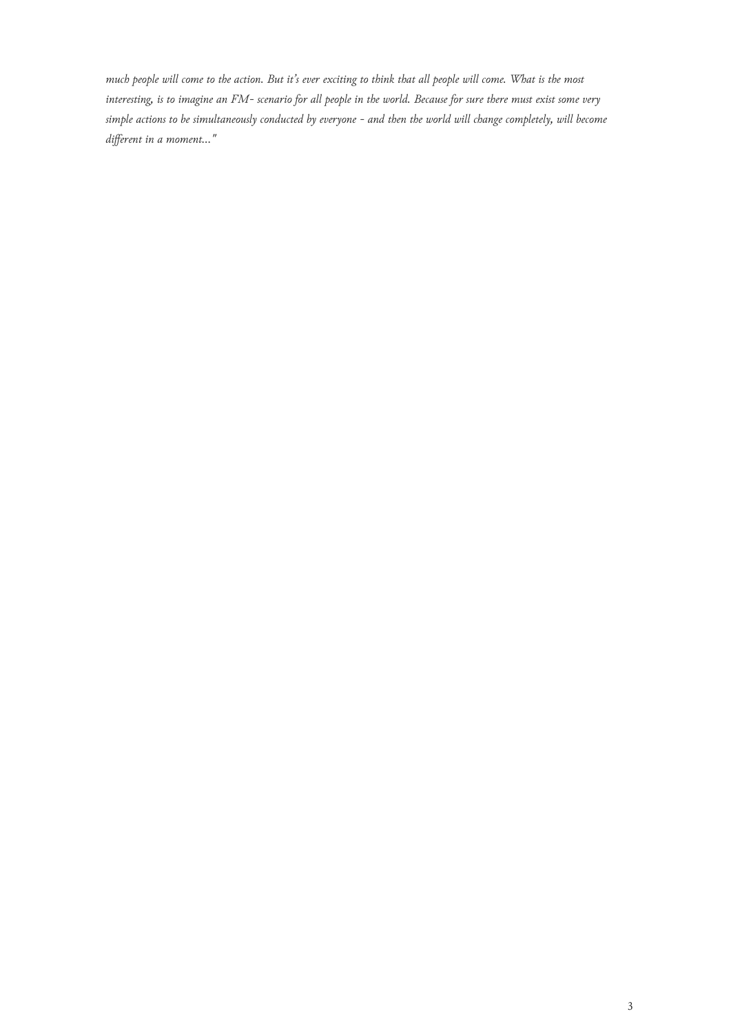*much people will come to the action. But it's ever exciting to think that all people will come. What is the most interesting, is to imagine an FM- scenario for all people in the world. Because for sure there must exist some very simple actions to be simultaneously conducted by everyone - and then the world will change completely, will become different in a moment..."*